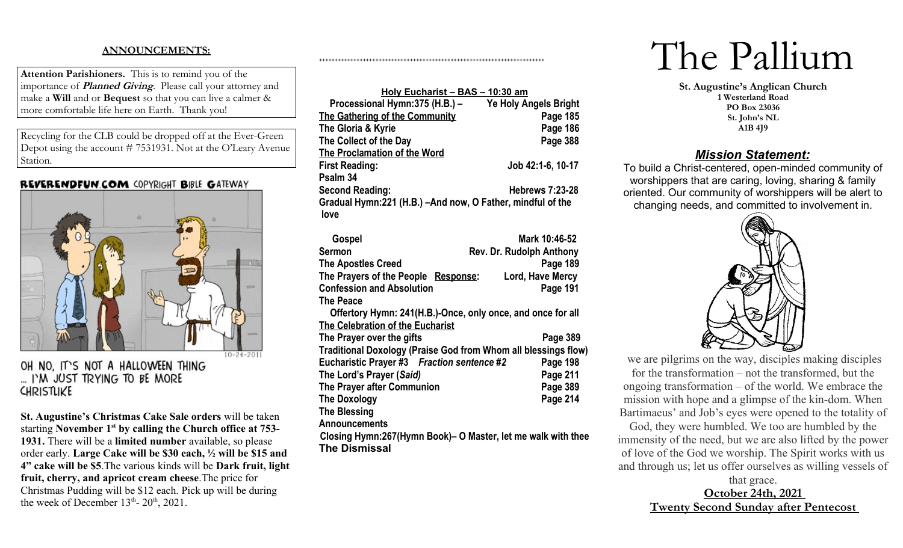## ANNOUNCEMENTS:

**Attention Parishioners.** This is to remind you of the importance of ***Planned Giving***. Please call your attorney and make a **Will** and or **Bequest** so that you can live a calmer & more comfortable life here on Earth. Thank you!

Recycling for the CLB could be dropped off at the Ever-Green Depot using the account # 7531931. Not at the O'Leary Avenue Station.

REVERENDFUN.COM COPYRIGHT BIBLE GATEWAY

10-24-2011

OH NO, IT'S NOT A HALLOWEEN THING ... I'M JUST TRYING TO BE MORE CHRISTLIKE

**St. Augustine's Christmas Cake Sale orders** will be taken starting **November 1st by calling the Church office at 753-1931.** There will be a **limited number** available, so please order early. **Large Cake will be $30 each, ½ will be $15 and 4" cake will be $5**. The various kinds will be **Dark fruit, light fruit, cherry, and apricot cream cheese**. The price for Christmas Pudding will be $12 each. Pick up will be during the week of December 13th- 20th, 2021.

++++++++++++++++++++++++++++++++++++++++++++++++++++++++++++++++++++++++++

**Holy Eucharist – BAS – 10:30 am**

| | |
|---|---|
| **Processional Hymn:375 (H.B.) –** | **Ye Holy Angels Bright** |
| **The Gathering of the Community** | **Page 185** |
| **The Gloria & Kyrie** | **Page 186** |
| **The Collect of the Day** | **Page 388** |
| **The Proclamation of the Word** | |
| **First Reading:** | **Job 42:1-6, 10-17** |
| **Psalm 34** | |
| **Second Reading:** | **Hebrews 7:23-28** |
| **Gradual Hymn:221 (H.B.) –And now, O Father, mindful of the love** | |
| **Gospel** | **Mark 10:46-52** |
| **Sermon** | **Rev. Dr. Rudolph Anthony** |
| **The Apostles Creed** | **Page 189** |
| **The Prayers of the People Response:** | **Lord, Have Mercy** |
| **Confession and Absolution** | **Page 191** |
| **The Peace** | |
| **Offertory Hymn: 241(H.B.)-Once, only once, and once for all** | |
| **The Celebration of the Eucharist** | |
| **The Prayer over the gifts** | **Page 389** |
| **Traditional Doxology (Praise God from Whom all blessings flow)** | |
| **Eucharistic Prayer #3 *Fraction sentence #2*** | **Page 198** |
| **The Lord's Prayer (*Said)*** | **Page 211** |
| **The Prayer after Communion** | **Page 389** |
| **The Doxology** | **Page 214** |
| **The Blessing** | |
| **Announcements** | |
| **Closing Hymn:267(Hymn Book)– O Master, let me walk with thee** | |
| **The Dismissal** | |

# The Pallium

**St. Augustine's Anglican Church**
**1 Westerland Road**
**PO Box 23036**
**St. John's NL**
**A1B 4J9**

### *Mission Statement:*

To build a Christ-centered, open-minded community of worshippers that are caring, loving, sharing & family oriented. Our community of worshippers will be alert to changing needs, and committed to involvement in.

we are pilgrims on the way, disciples making disciples for the transformation – not the transformed, but the ongoing transformation – of the world. We embrace the mission with hope and a glimpse of the kin-dom. When Bartimaeus' and Job's eyes were opened to the totality of God, they were humbled. We too are humbled by the immensity of the need, but we are also lifted by the power of love of the God we worship. The Spirit works with us and through us; let us offer ourselves as willing vessels of that grace.

**October 24th, 2021**
**Twenty Second Sunday after Pentecost**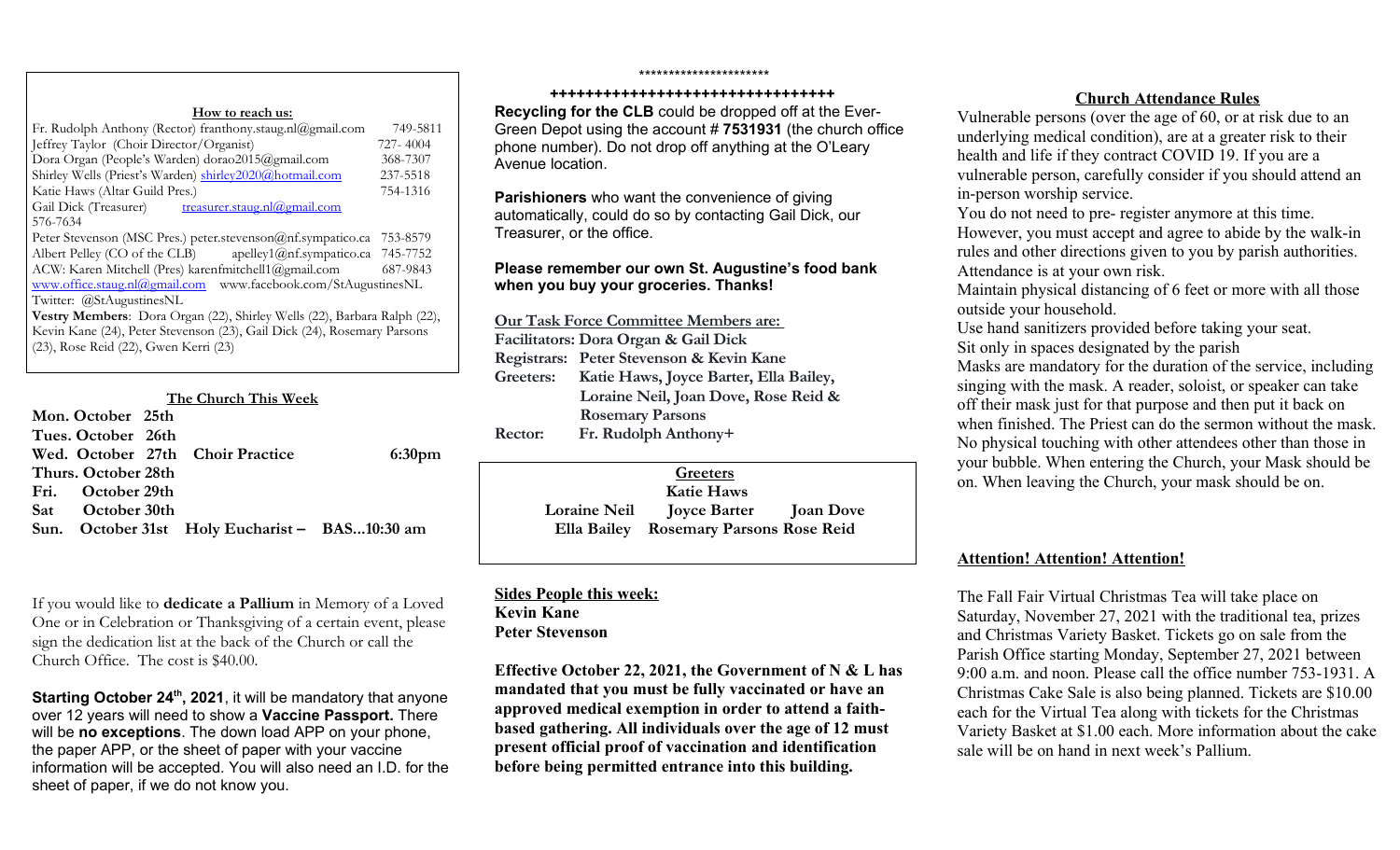**How to reach us:**

Fr. Rudolph Anthony (Rector) franthony.staug.nl@gmail.com 749-5811
Jeffrey Taylor (Choir Director/Organist) 727- 4004
Dora Organ (People's Warden) dorao2015@gmail.com 368-7307
Shirley Wells (Priest's Warden) shirley2020@hotmail.com 237-5518
Katie Haws (Altar Guild Pres.) 754-1316
Gail Dick (Treasurer) treasurer.staug.nl@gmail.com 576-7634
Peter Stevenson (MSC Pres.) peter.stevenson@nf.sympatico.ca 753-8579
Albert Pelley (CO of the CLB) apelley1@nf.sympatico.ca 745-7752
ACW: Karen Mitchell (Pres) karenfmitchell1@gmail.com 687-9843
www.office.staug.nl@gmail.com www.facebook.com/StAugustinesNL
Twitter: @StAugustinesNL

**Vestry Members**: Dora Organ (22), Shirley Wells (22), Barbara Ralph (22), Kevin Kane (24), Peter Stevenson (23), Gail Dick (24), Rosemary Parsons (23), Rose Reid (22), Gwen Kerri (23)

**The Church This Week**

| | | |
|---|---|---|
| **Mon. October 25th** | | |
| **Tues. October 26th** | | |
| **Wed. October 27th** | **Choir Practice** | **6:30pm** |
| **Thurs. October 28th** | | |
| **Fri. October 29th** | | |
| **Sat October 30th** | | |
| **Sun. October 31st** | **Holy Eucharist – BAS...10:30 am** | |

If you would like to **dedicate a Pallium** in Memory of a Loved One or in Celebration or Thanksgiving of a certain event, please sign the dedication list at the back of the Church or call the Church Office. The cost is $40.00.

**Starting October 24th, 2021**, it will be mandatory that anyone over 12 years will need to show a **Vaccine Passport.** There will be **no exceptions**. The down load APP on your phone, the paper APP, or the sheet of paper with your vaccine information will be accepted. You will also need an I.D. for the sheet of paper, if we do not know you.

*********************

**++++++++++++++++++++++++++++++++**

**Recycling for the CLB** could be dropped off at the Ever-Green Depot using the account # **7531931** (the church office phone number). Do not drop off anything at the O'Leary Avenue location.

**Parishioners** who want the convenience of giving automatically, could do so by contacting Gail Dick, our Treasurer, or the office.

**Please remember our own St. Augustine's food bank when you buy your groceries. Thanks!**

**Our Task Force Committee Members are:**

**Facilitators: Dora Organ & Gail Dick**
**Registrars: Peter Stevenson & Kevin Kane**
**Greeters: Katie Haws, Joyce Barter, Ella Bailey, Loraine Neil, Joan Dove, Rose Reid & Rosemary Parsons**
**Rector: Fr. Rudolph Anthony+**

**Greeters**

**Katie Haws**
**Loraine Neil Joyce Barter Joan Dove**
**Ella Bailey Rosemary Parsons Rose Reid**

**Sides People this week:**
**Kevin Kane**
**Peter Stevenson**

**Effective October 22, 2021, the Government of N & L has mandated that you must be fully vaccinated or have an approved medical exemption in order to attend a faith-based gathering. All individuals over the age of 12 must present official proof of vaccination and identification before being permitted entrance into this building.**

**Church Attendance Rules**

Vulnerable persons (over the age of 60, or at risk due to an underlying medical condition), are at a greater risk to their health and life if they contract COVID 19. If you are a vulnerable person, carefully consider if you should attend an in-person worship service.
You do not need to pre- register anymore at this time. However, you must accept and agree to abide by the walk-in rules and other directions given to you by parish authorities.
Attendance is at your own risk.
Maintain physical distancing of 6 feet or more with all those outside your household.
Use hand sanitizers provided before taking your seat.
Sit only in spaces designated by the parish
Masks are mandatory for the duration of the service, including singing with the mask. A reader, soloist, or speaker can take off their mask just for that purpose and then put it back on when finished. The Priest can do the sermon without the mask. No physical touching with other attendees other than those in your bubble. When entering the Church, your Mask should be on. When leaving the Church, your mask should be on.

**Attention! Attention! Attention!**

The Fall Fair Virtual Christmas Tea will take place on Saturday, November 27, 2021 with the traditional tea, prizes and Christmas Variety Basket. Tickets go on sale from the Parish Office starting Monday, September 27, 2021 between 9:00 a.m. and noon. Please call the office number 753-1931. A Christmas Cake Sale is also being planned. Tickets are $10.00 each for the Virtual Tea along with tickets for the Christmas Variety Basket at $1.00 each. More information about the cake sale will be on hand in next week's Pallium.